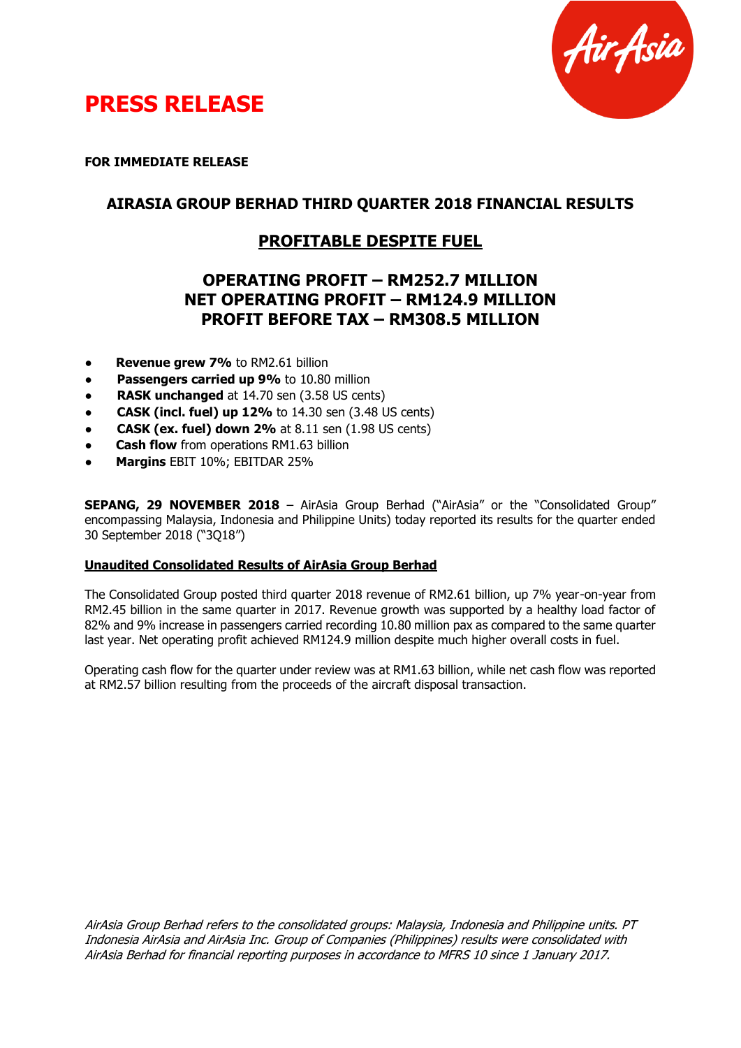# PRESS RELEASE

**FOR IMMEDIATE RELEASE**

## AIRASIA GROUP BERHAD THIRD QUARTER 2018 FINANCIAL RESULTS

## PROFITABLE DESPITE FUEL

## OPERATING PROFIT – RM252.7 MILLION
## NET OPERATING PROFIT – RM124.9 MILLION
## PROFIT BEFORE TAX – RM308.5 MILLION

- **Revenue grew 7%** to RM2.61 billion
- **Passengers carried up 9%** to 10.80 million
- **RASK unchanged** at 14.70 sen (3.58 US cents)
- **CASK (incl. fuel) up 12%** to 14.30 sen (3.48 US cents)
- **CASK (ex. fuel) down 2%** at 8.11 sen (1.98 US cents)
- **Cash flow** from operations RM1.63 billion
- **Margins** EBIT 10%; EBITDAR 25%

**SEPANG, 29 NOVEMBER 2018** – AirAsia Group Berhad ("AirAsia" or the "Consolidated Group" encompassing Malaysia, Indonesia and Philippine Units) today reported its results for the quarter ended 30 September 2018 ("3Q18")

**Unaudited Consolidated Results of AirAsia Group Berhad**

The Consolidated Group posted third quarter 2018 revenue of RM2.61 billion, up 7% year-on-year from RM2.45 billion in the same quarter in 2017. Revenue growth was supported by a healthy load factor of 82% and 9% increase in passengers carried recording 10.80 million pax as compared to the same quarter last year. Net operating profit achieved RM124.9 million despite much higher overall costs in fuel.

Operating cash flow for the quarter under review was at RM1.63 billion, while net cash flow was reported at RM2.57 billion resulting from the proceeds of the aircraft disposal transaction.

*AirAsia Group Berhad refers to the consolidated groups: Malaysia, Indonesia and Philippine units. PT Indonesia AirAsia and AirAsia Inc. Group of Companies (Philippines) results were consolidated with AirAsia Berhad for financial reporting purposes in accordance to MFRS 10 since 1 January 2017.*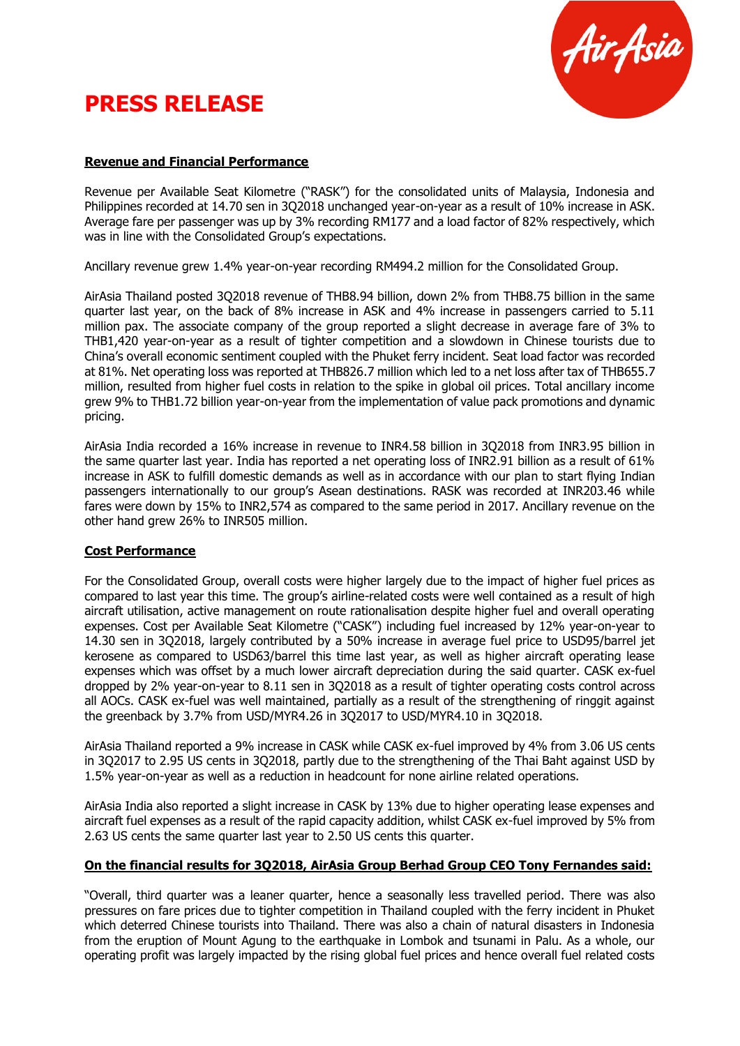# PRESS RELEASE

**Revenue and Financial Performance**

Revenue per Available Seat Kilometre ("RASK") for the consolidated units of Malaysia, Indonesia and Philippines recorded at 14.70 sen in 3Q2018 unchanged year-on-year as a result of 10% increase in ASK. Average fare per passenger was up by 3% recording RM177 and a load factor of 82% respectively, which was in line with the Consolidated Group's expectations.

Ancillary revenue grew 1.4% year-on-year recording RM494.2 million for the Consolidated Group.

AirAsia Thailand posted 3Q2018 revenue of THB8.94 billion, down 2% from THB8.75 billion in the same quarter last year, on the back of 8% increase in ASK and 4% increase in passengers carried to 5.11 million pax. The associate company of the group reported a slight decrease in average fare of 3% to THB1,420 year-on-year as a result of tighter competition and a slowdown in Chinese tourists due to China's overall economic sentiment coupled with the Phuket ferry incident. Seat load factor was recorded at 81%. Net operating loss was reported at THB826.7 million which led to a net loss after tax of THB655.7 million, resulted from higher fuel costs in relation to the spike in global oil prices. Total ancillary income grew 9% to THB1.72 billion year-on-year from the implementation of value pack promotions and dynamic pricing.

AirAsia India recorded a 16% increase in revenue to INR4.58 billion in 3Q2018 from INR3.95 billion in the same quarter last year. India has reported a net operating loss of INR2.91 billion as a result of 61% increase in ASK to fulfill domestic demands as well as in accordance with our plan to start flying Indian passengers internationally to our group's Asean destinations. RASK was recorded at INR203.46 while fares were down by 15% to INR2,574 as compared to the same period in 2017. Ancillary revenue on the other hand grew 26% to INR505 million.

**Cost Performance**

For the Consolidated Group, overall costs were higher largely due to the impact of higher fuel prices as compared to last year this time. The group's airline-related costs were well contained as a result of high aircraft utilisation, active management on route rationalisation despite higher fuel and overall operating expenses. Cost per Available Seat Kilometre ("CASK") including fuel increased by 12% year-on-year to 14.30 sen in 3Q2018, largely contributed by a 50% increase in average fuel price to USD95/barrel jet kerosene as compared to USD63/barrel this time last year, as well as higher aircraft operating lease expenses which was offset by a much lower aircraft depreciation during the said quarter. CASK ex-fuel dropped by 2% year-on-year to 8.11 sen in 3Q2018 as a result of tighter operating costs control across all AOCs. CASK ex-fuel was well maintained, partially as a result of the strengthening of ringgit against the greenback by 3.7% from USD/MYR4.26 in 3Q2017 to USD/MYR4.10 in 3Q2018.

AirAsia Thailand reported a 9% increase in CASK while CASK ex-fuel improved by 4% from 3.06 US cents in 3Q2017 to 2.95 US cents in 3Q2018, partly due to the strengthening of the Thai Baht against USD by 1.5% year-on-year as well as a reduction in headcount for none airline related operations.

AirAsia India also reported a slight increase in CASK by 13% due to higher operating lease expenses and aircraft fuel expenses as a result of the rapid capacity addition, whilst CASK ex-fuel improved by 5% from 2.63 US cents the same quarter last year to 2.50 US cents this quarter.

**On the financial results for 3Q2018, AirAsia Group Berhad Group CEO Tony Fernandes said:**

"Overall, third quarter was a leaner quarter, hence a seasonally less travelled period. There was also pressures on fare prices due to tighter competition in Thailand coupled with the ferry incident in Phuket which deterred Chinese tourists into Thailand. There was also a chain of natural disasters in Indonesia from the eruption of Mount Agung to the earthquake in Lombok and tsunami in Palu. As a whole, our operating profit was largely impacted by the rising global fuel prices and hence overall fuel related costs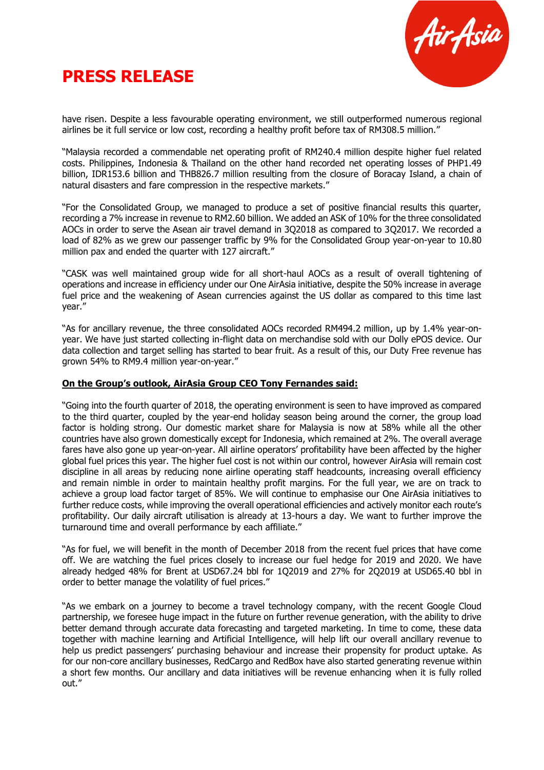have risen. Despite a less favourable operating environment, we still outperformed numerous regional airlines be it full service or low cost, recording a healthy profit before tax of RM308.5 million."

"Malaysia recorded a commendable net operating profit of RM240.4 million despite higher fuel related costs. Philippines, Indonesia & Thailand on the other hand recorded net operating losses of PHP1.49 billion, IDR153.6 billion and THB826.7 million resulting from the closure of Boracay Island, a chain of natural disasters and fare compression in the respective markets."

"For the Consolidated Group, we managed to produce a set of positive financial results this quarter, recording a 7% increase in revenue to RM2.60 billion. We added an ASK of 10% for the three consolidated AOCs in order to serve the Asean air travel demand in 3Q2018 as compared to 3Q2017. We recorded a load of 82% as we grew our passenger traffic by 9% for the Consolidated Group year-on-year to 10.80 million pax and ended the quarter with 127 aircraft."

"CASK was well maintained group wide for all short-haul AOCs as a result of overall tightening of operations and increase in efficiency under our One AirAsia initiative, despite the 50% increase in average fuel price and the weakening of Asean currencies against the US dollar as compared to this time last year."

"As for ancillary revenue, the three consolidated AOCs recorded RM494.2 million, up by 1.4% year-on-year. We have just started collecting in-flight data on merchandise sold with our Dolly ePOS device. Our data collection and target selling has started to bear fruit. As a result of this, our Duty Free revenue has grown 54% to RM9.4 million year-on-year."

**On the Group's outlook, AirAsia Group CEO Tony Fernandes said:**

"Going into the fourth quarter of 2018, the operating environment is seen to have improved as compared to the third quarter, coupled by the year-end holiday season being around the corner, the group load factor is holding strong. Our domestic market share for Malaysia is now at 58% while all the other countries have also grown domestically except for Indonesia, which remained at 2%. The overall average fares have also gone up year-on-year. All airline operators' profitability have been affected by the higher global fuel prices this year. The higher fuel cost is not within our control, however AirAsia will remain cost discipline in all areas by reducing none airline operating staff headcounts, increasing overall efficiency and remain nimble in order to maintain healthy profit margins. For the full year, we are on track to achieve a group load factor target of 85%. We will continue to emphasise our One AirAsia initiatives to further reduce costs, while improving the overall operational efficiencies and actively monitor each route's profitability. Our daily aircraft utilisation is already at 13-hours a day. We want to further improve the turnaround time and overall performance by each affiliate."

"As for fuel, we will benefit in the month of December 2018 from the recent fuel prices that have come off. We are watching the fuel prices closely to increase our fuel hedge for 2019 and 2020. We have already hedged 48% for Brent at USD67.24 bbl for 1Q2019 and 27% for 2Q2019 at USD65.40 bbl in order to better manage the volatility of fuel prices."

"As we embark on a journey to become a travel technology company, with the recent Google Cloud partnership, we foresee huge impact in the future on further revenue generation, with the ability to drive better demand through accurate data forecasting and targeted marketing. In time to come, these data together with machine learning and Artificial Intelligence, will help lift our overall ancillary revenue to help us predict passengers' purchasing behaviour and increase their propensity for product uptake. As for our non-core ancillary businesses, RedCargo and RedBox have also started generating revenue within a short few months. Our ancillary and data initiatives will be revenue enhancing when it is fully rolled out."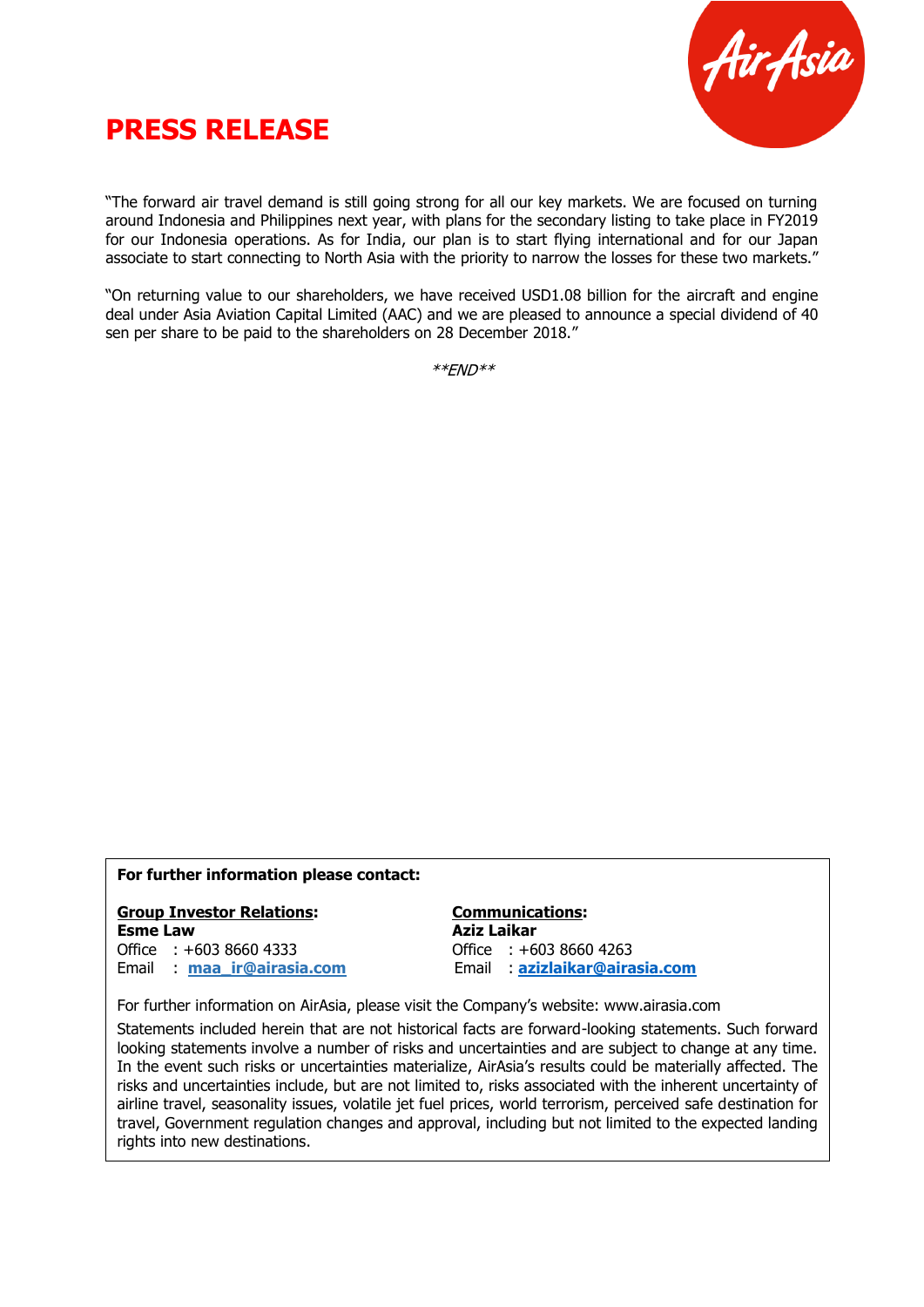# PRESS RELEASE

"The forward air travel demand is still going strong for all our key markets. We are focused on turning around Indonesia and Philippines next year, with plans for the secondary listing to take place in FY2019 for our Indonesia operations. As for India, our plan is to start flying international and for our Japan associate to start connecting to North Asia with the priority to narrow the losses for these two markets."

"On returning value to our shareholders, we have received USD1.08 billion for the aircraft and engine deal under Asia Aviation Capital Limited (AAC) and we are pleased to announce a special dividend of 40 sen per share to be paid to the shareholders on 28 December 2018."

*\*\*END\*\**

**For further information please contact:**

**Group Investor Relations:**
**Esme Law**
Office : +603 8660 4333
Email : **maa_ir@airasia.com**

**Communications:**
**Aziz Laikar**
Office : +603 8660 4263
Email : **azizlaikar@airasia.com**

For further information on AirAsia, please visit the Company's website: www.airasia.com

Statements included herein that are not historical facts are forward-looking statements. Such forward looking statements involve a number of risks and uncertainties and are subject to change at any time. In the event such risks or uncertainties materialize, AirAsia's results could be materially affected. The risks and uncertainties include, but are not limited to, risks associated with the inherent uncertainty of airline travel, seasonality issues, volatile jet fuel prices, world terrorism, perceived safe destination for travel, Government regulation changes and approval, including but not limited to the expected landing rights into new destinations.